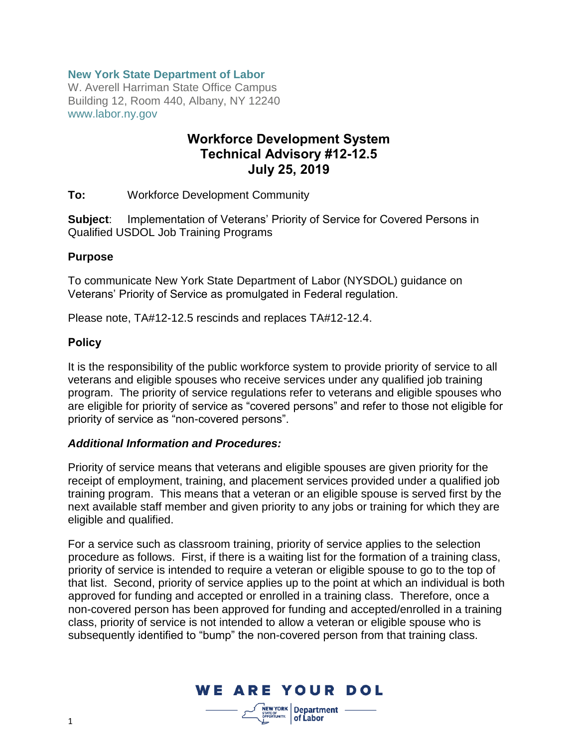**New York State Department of Labor**
W. Averell Harriman State Office Campus
Building 12, Room 440, Albany, NY 12240
www.labor.ny.gov

# Workforce Development System Technical Advisory #12-12.5 July 25, 2019

**To:** Workforce Development Community

**Subject**: Implementation of Veterans' Priority of Service for Covered Persons in Qualified USDOL Job Training Programs

## Purpose

To communicate New York State Department of Labor (NYSDOL) guidance on Veterans' Priority of Service as promulgated in Federal regulation.

Please note, TA#12-12.5 rescinds and replaces TA#12-12.4.

## Policy

It is the responsibility of the public workforce system to provide priority of service to all veterans and eligible spouses who receive services under any qualified job training program. The priority of service regulations refer to veterans and eligible spouses who are eligible for priority of service as "covered persons" and refer to those not eligible for priority of service as "non-covered persons".

### *Additional Information and Procedures:*

Priority of service means that veterans and eligible spouses are given priority for the receipt of employment, training, and placement services provided under a qualified job training program. This means that a veteran or an eligible spouse is served first by the next available staff member and given priority to any jobs or training for which they are eligible and qualified.

For a service such as classroom training, priority of service applies to the selection procedure as follows. First, if there is a waiting list for the formation of a training class, priority of service is intended to require a veteran or eligible spouse to go to the top of that list. Second, priority of service applies up to the point at which an individual is both approved for funding and accepted or enrolled in a training class. Therefore, once a non-covered person has been approved for funding and accepted/enrolled in a training class, priority of service is not intended to allow a veteran or eligible spouse who is subsequently identified to "bump" the non-covered person from that training class.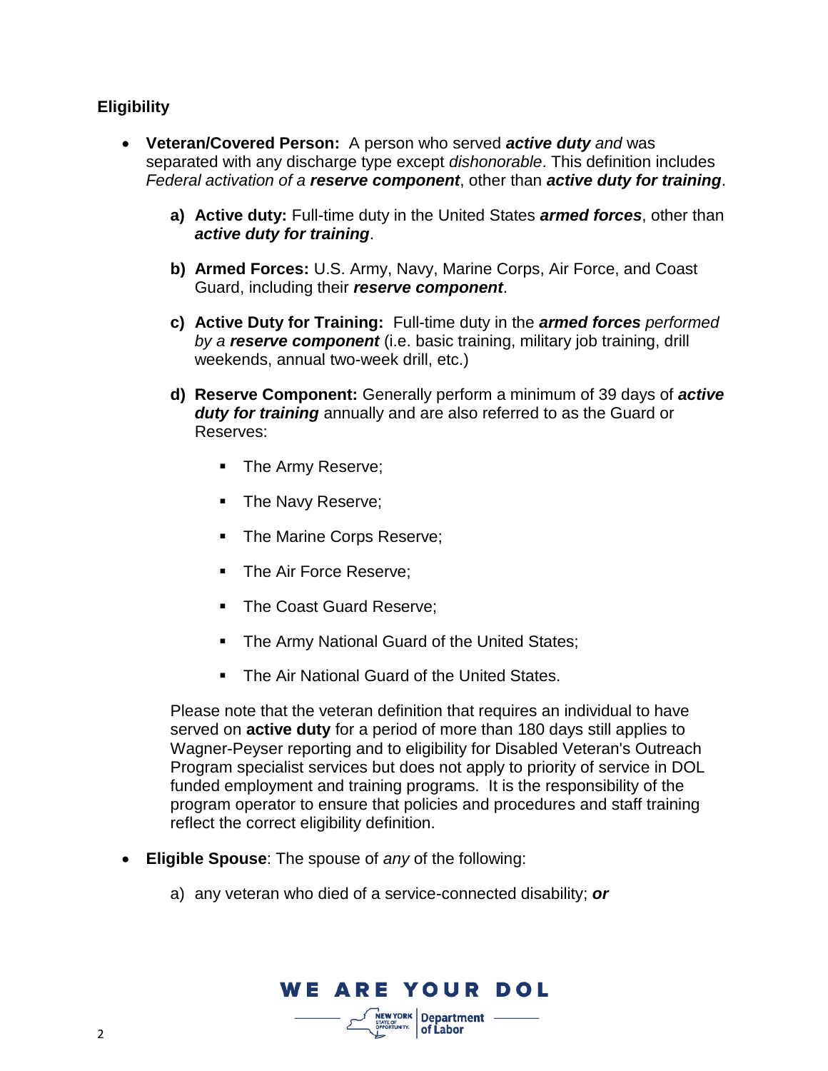**Eligibility**

- **Veteran/Covered Person:** A person who served ***active duty*** *and* was separated with any discharge type except *dishonorable*. This definition includes *Federal activation of a **reserve component***, other than ***active duty for training***.

  **a) Active duty:** Full-time duty in the United States ***armed forces***, other than ***active duty for training***.

  **b) Armed Forces:** U.S. Army, Navy, Marine Corps, Air Force, and Coast Guard, including their ***reserve component***.

  **c) Active Duty for Training:** Full-time duty in the ***armed forces*** *performed by a **reserve component*** (i.e. basic training, military job training, drill weekends, annual two-week drill, etc.)

  **d) Reserve Component:** Generally perform a minimum of 39 days of ***active duty for training*** annually and are also referred to as the Guard or Reserves:

  - The Army Reserve;
  - The Navy Reserve;
  - The Marine Corps Reserve;
  - The Air Force Reserve;
  - The Coast Guard Reserve;
  - The Army National Guard of the United States;
  - The Air National Guard of the United States.

  Please note that the veteran definition that requires an individual to have served on **active duty** for a period of more than 180 days still applies to Wagner-Peyser reporting and to eligibility for Disabled Veteran's Outreach Program specialist services but does not apply to priority of service in DOL funded employment and training programs. It is the responsibility of the program operator to ensure that policies and procedures and staff training reflect the correct eligibility definition.

- **Eligible Spouse**: The spouse of *any* of the following:

  a) any veteran who died of a service-connected disability; ***or***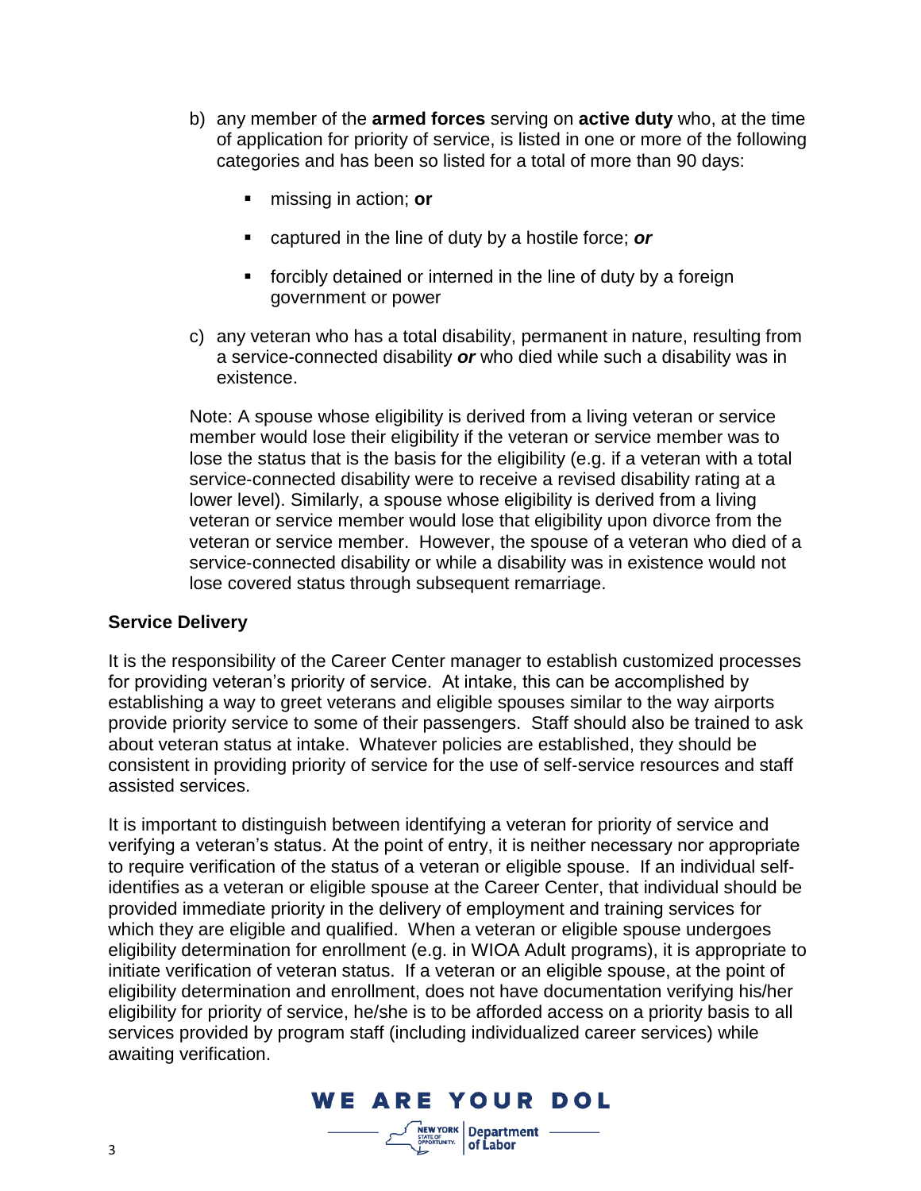b) any member of the **armed forces** serving on **active duty** who, at the time of application for priority of service, is listed in one or more of the following categories and has been so listed for a total of more than 90 days:

   - missing in action; **or**
   - captured in the line of duty by a hostile force; ***or***
   - forcibly detained or interned in the line of duty by a foreign government or power

c) any veteran who has a total disability, permanent in nature, resulting from a service-connected disability ***or*** who died while such a disability was in existence.

Note: A spouse whose eligibility is derived from a living veteran or service member would lose their eligibility if the veteran or service member was to lose the status that is the basis for the eligibility (e.g. if a veteran with a total service-connected disability were to receive a revised disability rating at a lower level). Similarly, a spouse whose eligibility is derived from a living veteran or service member would lose that eligibility upon divorce from the veteran or service member. However, the spouse of a veteran who died of a service-connected disability or while a disability was in existence would not lose covered status through subsequent remarriage.

**Service Delivery**

It is the responsibility of the Career Center manager to establish customized processes for providing veteran's priority of service. At intake, this can be accomplished by establishing a way to greet veterans and eligible spouses similar to the way airports provide priority service to some of their passengers. Staff should also be trained to ask about veteran status at intake. Whatever policies are established, they should be consistent in providing priority of service for the use of self-service resources and staff assisted services.

It is important to distinguish between identifying a veteran for priority of service and verifying a veteran's status. At the point of entry, it is neither necessary nor appropriate to require verification of the status of a veteran or eligible spouse. If an individual self-identifies as a veteran or eligible spouse at the Career Center, that individual should be provided immediate priority in the delivery of employment and training services for which they are eligible and qualified. When a veteran or eligible spouse undergoes eligibility determination for enrollment (e.g. in WIOA Adult programs), it is appropriate to initiate verification of veteran status. If a veteran or an eligible spouse, at the point of eligibility determination and enrollment, does not have documentation verifying his/her eligibility for priority of service, he/she is to be afforded access on a priority basis to all services provided by program staff (including individualized career services) while awaiting verification.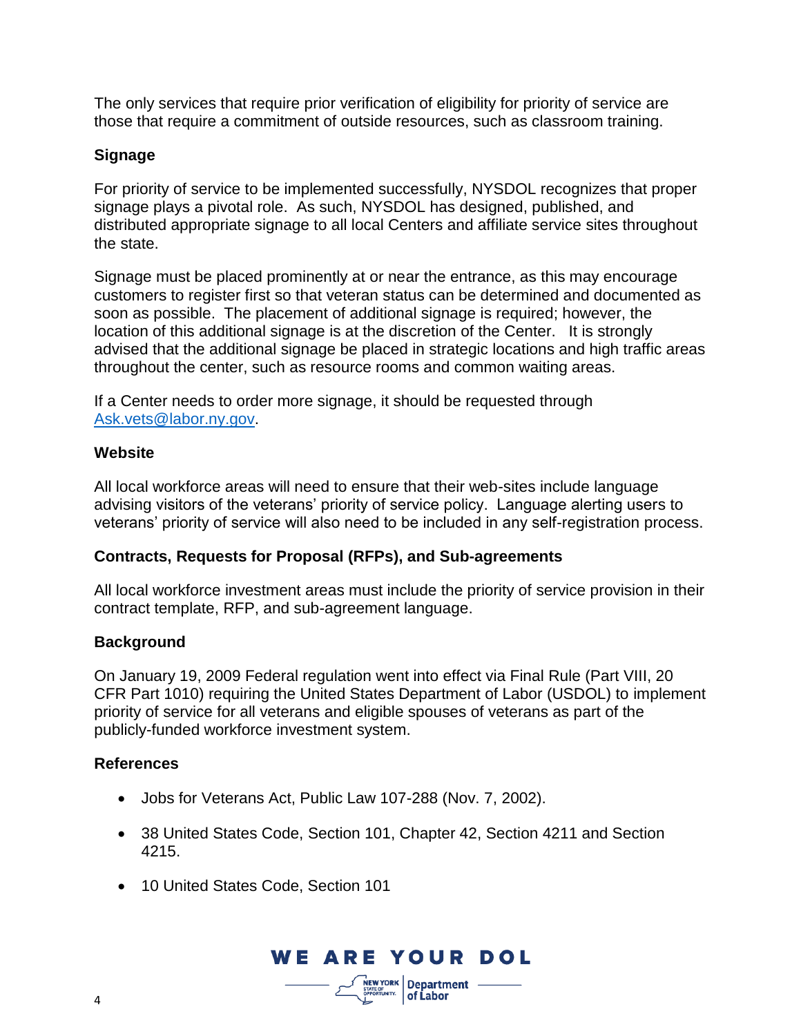The only services that require prior verification of eligibility for priority of service are those that require a commitment of outside resources, such as classroom training.

**Signage**

For priority of service to be implemented successfully, NYSDOL recognizes that proper signage plays a pivotal role. As such, NYSDOL has designed, published, and distributed appropriate signage to all local Centers and affiliate service sites throughout the state.

Signage must be placed prominently at or near the entrance, as this may encourage customers to register first so that veteran status can be determined and documented as soon as possible. The placement of additional signage is required; however, the location of this additional signage is at the discretion of the Center. It is strongly advised that the additional signage be placed in strategic locations and high traffic areas throughout the center, such as resource rooms and common waiting areas.

If a Center needs to order more signage, it should be requested through [Ask.vets@labor.ny.gov](mailto:Ask.vets@labor.ny.gov).

**Website**

All local workforce areas will need to ensure that their web-sites include language advising visitors of the veterans' priority of service policy. Language alerting users to veterans' priority of service will also need to be included in any self-registration process.

**Contracts, Requests for Proposal (RFPs), and Sub-agreements**

All local workforce investment areas must include the priority of service provision in their contract template, RFP, and sub-agreement language.

**Background**

On January 19, 2009 Federal regulation went into effect via Final Rule (Part VIII, 20 CFR Part 1010) requiring the United States Department of Labor (USDOL) to implement priority of service for all veterans and eligible spouses of veterans as part of the publicly-funded workforce investment system.

**References**

- Jobs for Veterans Act, Public Law 107-288 (Nov. 7, 2002).
- 38 United States Code, Section 101, Chapter 42, Section 4211 and Section 4215.
- 10 United States Code, Section 101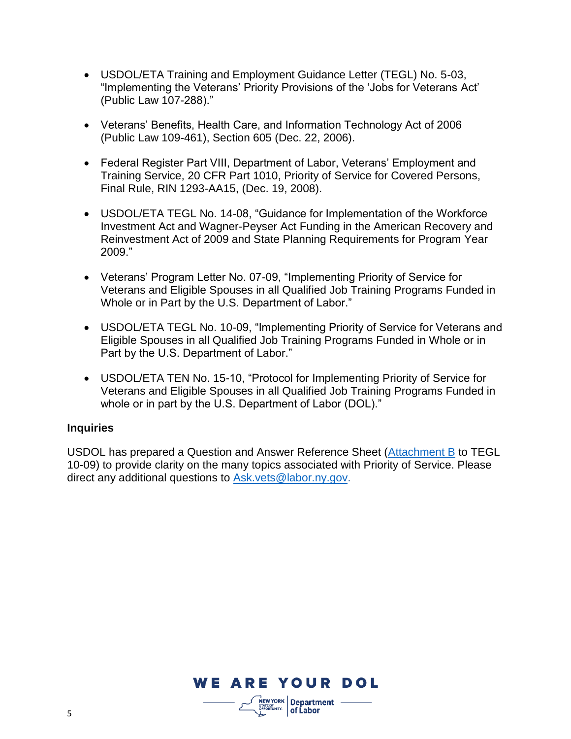- USDOL/ETA Training and Employment Guidance Letter (TEGL) No. 5-03, "Implementing the Veterans' Priority Provisions of the 'Jobs for Veterans Act' (Public Law 107-288)."

- Veterans' Benefits, Health Care, and Information Technology Act of 2006 (Public Law 109-461), Section 605 (Dec. 22, 2006).

- Federal Register Part VIII, Department of Labor, Veterans' Employment and Training Service, 20 CFR Part 1010, Priority of Service for Covered Persons, Final Rule, RIN 1293-AA15, (Dec. 19, 2008).

- USDOL/ETA TEGL No. 14-08, "Guidance for Implementation of the Workforce Investment Act and Wagner-Peyser Act Funding in the American Recovery and Reinvestment Act of 2009 and State Planning Requirements for Program Year 2009."

- Veterans' Program Letter No. 07-09, "Implementing Priority of Service for Veterans and Eligible Spouses in all Qualified Job Training Programs Funded in Whole or in Part by the U.S. Department of Labor."

- USDOL/ETA TEGL No. 10-09, "Implementing Priority of Service for Veterans and Eligible Spouses in all Qualified Job Training Programs Funded in Whole or in Part by the U.S. Department of Labor."

- USDOL/ETA TEN No. 15-10, "Protocol for Implementing Priority of Service for Veterans and Eligible Spouses in all Qualified Job Training Programs Funded in whole or in part by the U.S. Department of Labor (DOL)."

### Inquiries

USDOL has prepared a Question and Answer Reference Sheet (Attachment B to TEGL 10-09) to provide clarity on the many topics associated with Priority of Service. Please direct any additional questions to Ask.vets@labor.ny.gov.